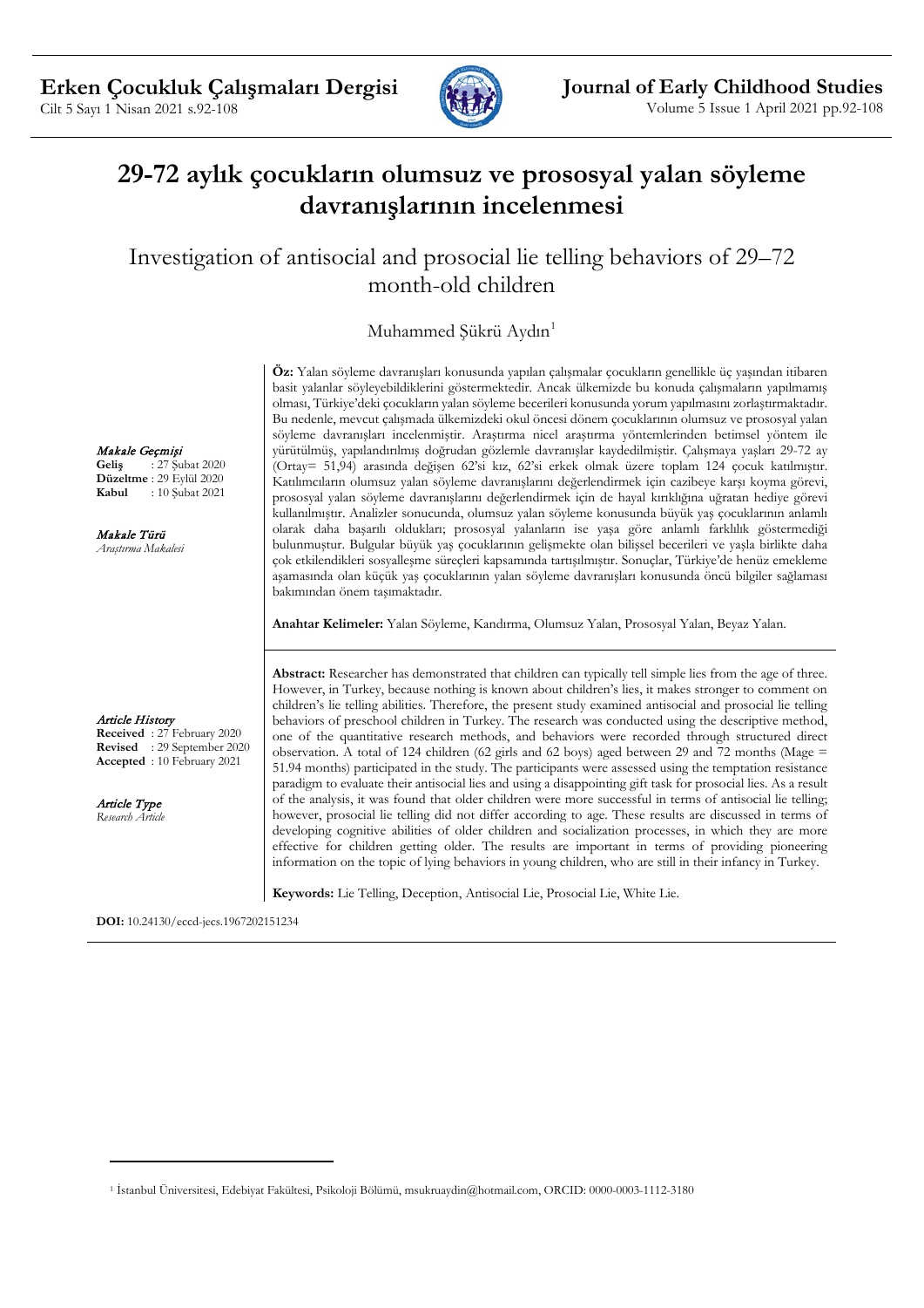# 29-72 aylık çocukların olumsuz ve prososyal yalan söyleme davranışlarının incelenmesi

## Investigation of antisocial and prosocial lie telling behaviors of 29–72 month-old children

Muhammed Şükrü Aydın[1]

***Makale Geçmişi***
**Geliş** : 27 Şubat 2020
**Düzeltme** : 29 Eylül 2020
**Kabul** : 10 Şubat 2021

***Makale Türü***
*Araştırma Makalesi*

**Öz:** Yalan söyleme davranışları konusunda yapılan çalışmalar çocukların genellikle üç yaşından itibaren basit yalanlar söyleyebildiklerini göstermektedir. Ancak ülkemizde bu konuda çalışmaların yapılmamış olması, Türkiye'deki çocukların yalan söyleme becerileri konusunda yorum yapılmasını zorlaştırmaktadır. Bu nedenle, mevcut çalışmada ülkemizdeki okul öncesi dönem çocuklarının olumsuz ve prososyal yalan söyleme davranışları incelenmiştir. Araştırma nicel araştırma yöntemlerinden betimsel yöntem ile yürütülmüş, yapılandırılmış doğrudan gözlemle davranışlar kaydedilmiştir. Çalışmaya yaşları 29-72 ay (Ortay= 51,94) arasında değişen 62'si kız, 62'si erkek olmak üzere toplam 124 çocuk katılmıştır. Katılımcıların olumsuz yalan söyleme davranışlarını değerlendirmek için cazibeye karşı koyma görevi, prososyal yalan söyleme davranışlarını değerlendirmek için de hayal kırıklığına uğratan hediye görevi kullanılmıştır. Analizler sonucunda, olumsuz yalan söyleme konusunda büyük yaş çocuklarının anlamlı olarak daha başarılı oldukları; prososyal yalanların ise yaşa göre anlamlı farklılık göstermediği bulunmuştur. Bulgular büyük yaş çocuklarının gelişmekte olan bilişsel becerileri ve yaşla birlikte daha çok etkilendikleri sosyalleşme süreçleri kapsamında tartışılmıştır. Sonuçlar, Türkiye'de henüz emekleme aşamasında olan küçük yaş çocuklarının yalan söyleme davranışları konusunda öncü bilgiler sağlaması bakımından önem taşımaktadır.

**Anahtar Kelimeler:** Yalan Söyleme, Kandırma, Olumsuz Yalan, Prososyal Yalan, Beyaz Yalan.

***Article History***
**Received** : 27 February 2020
**Revised** : 29 September 2020
**Accepted** : 10 February 2021

***Article Type***
*Research Article*

**Abstract:** Researcher has demonstrated that children can typically tell simple lies from the age of three. However, in Turkey, because nothing is known about children's lies, it makes stronger to comment on children's lie telling abilities. Therefore, the present study examined antisocial and prosocial lie telling behaviors of preschool children in Turkey. The research was conducted using the descriptive method, one of the quantitative research methods, and behaviors were recorded through structured direct observation. A total of 124 children (62 girls and 62 boys) aged between 29 and 72 months (Mage = 51.94 months) participated in the study. The participants were assessed using the temptation resistance paradigm to evaluate their antisocial lies and using a disappointing gift task for prosocial lies. As a result of the analysis, it was found that older children were more successful in terms of antisocial lie telling; however, prosocial lie telling did not differ according to age. These results are discussed in terms of developing cognitive abilities of older children and socialization processes, in which they are more effective for children getting older. The results are important in terms of providing pioneering information on the topic of lying behaviors in young children, who are still in their infancy in Turkey.

**Keywords:** Lie Telling, Deception, Antisocial Lie, Prosocial Lie, White Lie.

**DOI:** 10.24130/eccd-jecs.1967202151234

---

[1] İstanbul Üniversitesi, Edebiyat Fakültesi, Psikoloji Bölümü, msukruaydin@hotmail.com, ORCID: 0000-0003-1112-3180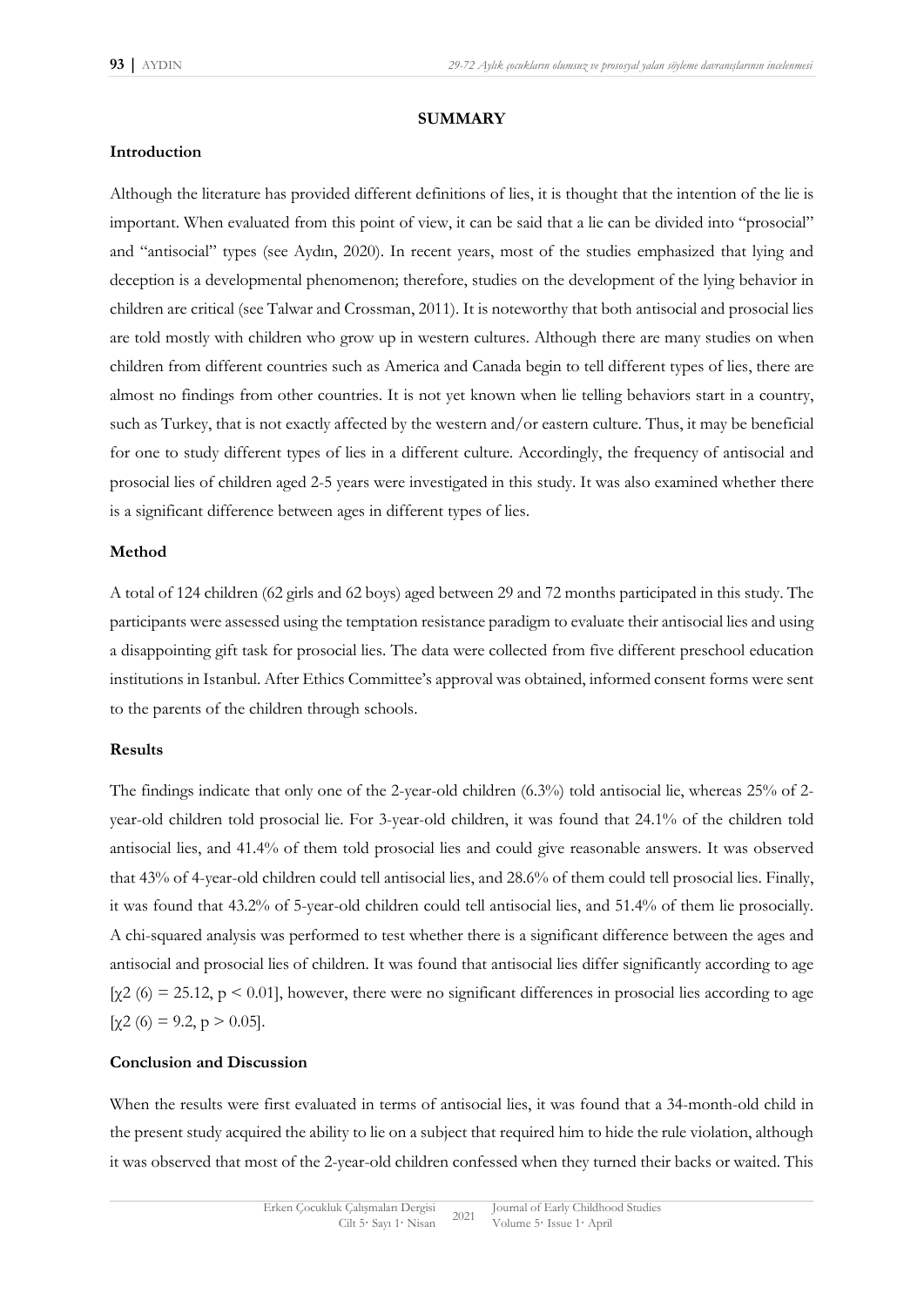## SUMMARY

### Introduction

Although the literature has provided different definitions of lies, it is thought that the intention of the lie is important. When evaluated from this point of view, it can be said that a lie can be divided into "prosocial" and "antisocial" types (see Aydın, 2020). In recent years, most of the studies emphasized that lying and deception is a developmental phenomenon; therefore, studies on the development of the lying behavior in children are critical (see Talwar and Crossman, 2011). It is noteworthy that both antisocial and prosocial lies are told mostly with children who grow up in western cultures. Although there are many studies on when children from different countries such as America and Canada begin to tell different types of lies, there are almost no findings from other countries. It is not yet known when lie telling behaviors start in a country, such as Turkey, that is not exactly affected by the western and/or eastern culture. Thus, it may be beneficial for one to study different types of lies in a different culture. Accordingly, the frequency of antisocial and prosocial lies of children aged 2-5 years were investigated in this study. It was also examined whether there is a significant difference between ages in different types of lies.

### Method

A total of 124 children (62 girls and 62 boys) aged between 29 and 72 months participated in this study. The participants were assessed using the temptation resistance paradigm to evaluate their antisocial lies and using a disappointing gift task for prosocial lies. The data were collected from five different preschool education institutions in Istanbul. After Ethics Committee's approval was obtained, informed consent forms were sent to the parents of the children through schools.

### Results

The findings indicate that only one of the 2-year-old children (6.3%) told antisocial lie, whereas 25% of 2-year-old children told prosocial lie. For 3-year-old children, it was found that 24.1% of the children told antisocial lies, and 41.4% of them told prosocial lies and could give reasonable answers. It was observed that 43% of 4-year-old children could tell antisocial lies, and 28.6% of them could tell prosocial lies. Finally, it was found that 43.2% of 5-year-old children could tell antisocial lies, and 51.4% of them lie prosocially. A chi-squared analysis was performed to test whether there is a significant difference between the ages and antisocial and prosocial lies of children. It was found that antisocial lies differ significantly according to age [$\chi^2(6) = 25.12$, $p < 0.01$], however, there were no significant differences in prosocial lies according to age [$\chi^2(6) = 9.2$, $p > 0.05$].

### Conclusion and Discussion

When the results were first evaluated in terms of antisocial lies, it was found that a 34-month-old child in the present study acquired the ability to lie on a subject that required him to hide the rule violation, although it was observed that most of the 2-year-old children confessed when they turned their backs or waited. This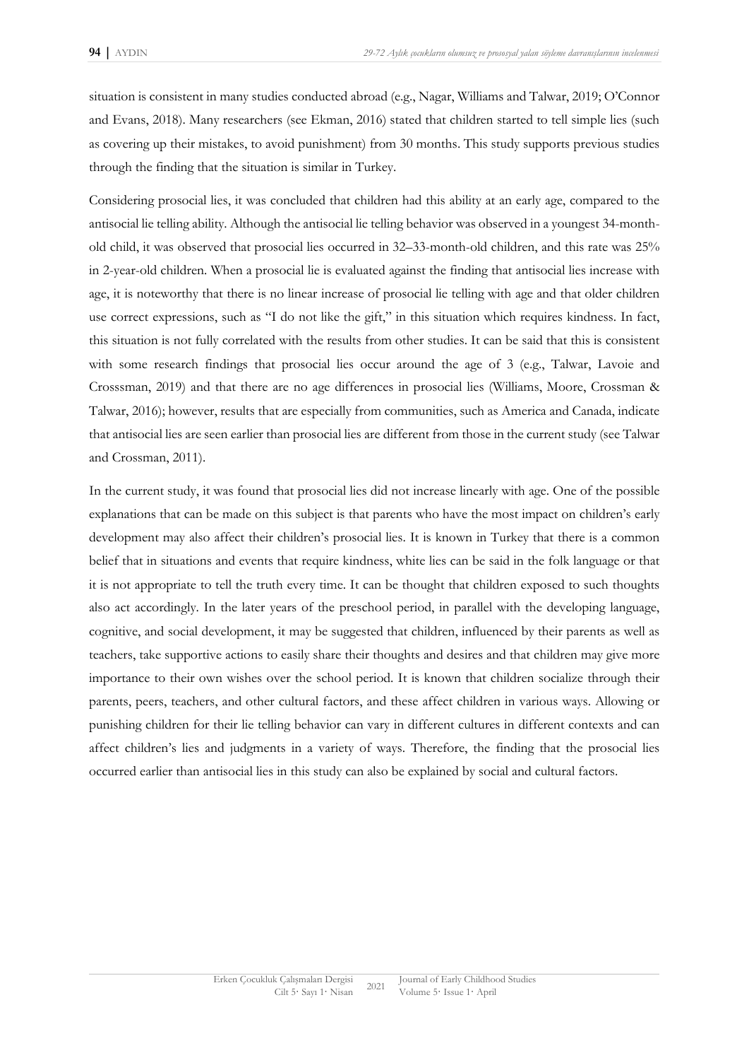situation is consistent in many studies conducted abroad (e.g., Nagar, Williams and Talwar, 2019; O'Connor and Evans, 2018). Many researchers (see Ekman, 2016) stated that children started to tell simple lies (such as covering up their mistakes, to avoid punishment) from 30 months. This study supports previous studies through the finding that the situation is similar in Turkey.

Considering prosocial lies, it was concluded that children had this ability at an early age, compared to the antisocial lie telling ability. Although the antisocial lie telling behavior was observed in a youngest 34-month-old child, it was observed that prosocial lies occurred in 32–33-month-old children, and this rate was 25% in 2-year-old children. When a prosocial lie is evaluated against the finding that antisocial lies increase with age, it is noteworthy that there is no linear increase of prosocial lie telling with age and that older children use correct expressions, such as "I do not like the gift," in this situation which requires kindness. In fact, this situation is not fully correlated with the results from other studies. It can be said that this is consistent with some research findings that prosocial lies occur around the age of 3 (e.g., Talwar, Lavoie and Crosssman, 2019) and that there are no age differences in prosocial lies (Williams, Moore, Crossman & Talwar, 2016); however, results that are especially from communities, such as America and Canada, indicate that antisocial lies are seen earlier than prosocial lies are different from those in the current study (see Talwar and Crossman, 2011).

In the current study, it was found that prosocial lies did not increase linearly with age. One of the possible explanations that can be made on this subject is that parents who have the most impact on children's early development may also affect their children's prosocial lies. It is known in Turkey that there is a common belief that in situations and events that require kindness, white lies can be said in the folk language or that it is not appropriate to tell the truth every time. It can be thought that children exposed to such thoughts also act accordingly. In the later years of the preschool period, in parallel with the developing language, cognitive, and social development, it may be suggested that children, influenced by their parents as well as teachers, take supportive actions to easily share their thoughts and desires and that children may give more importance to their own wishes over the school period. It is known that children socialize through their parents, peers, teachers, and other cultural factors, and these affect children in various ways. Allowing or punishing children for their lie telling behavior can vary in different cultures in different contexts and can affect children's lies and judgments in a variety of ways. Therefore, the finding that the prosocial lies occurred earlier than antisocial lies in this study can also be explained by social and cultural factors.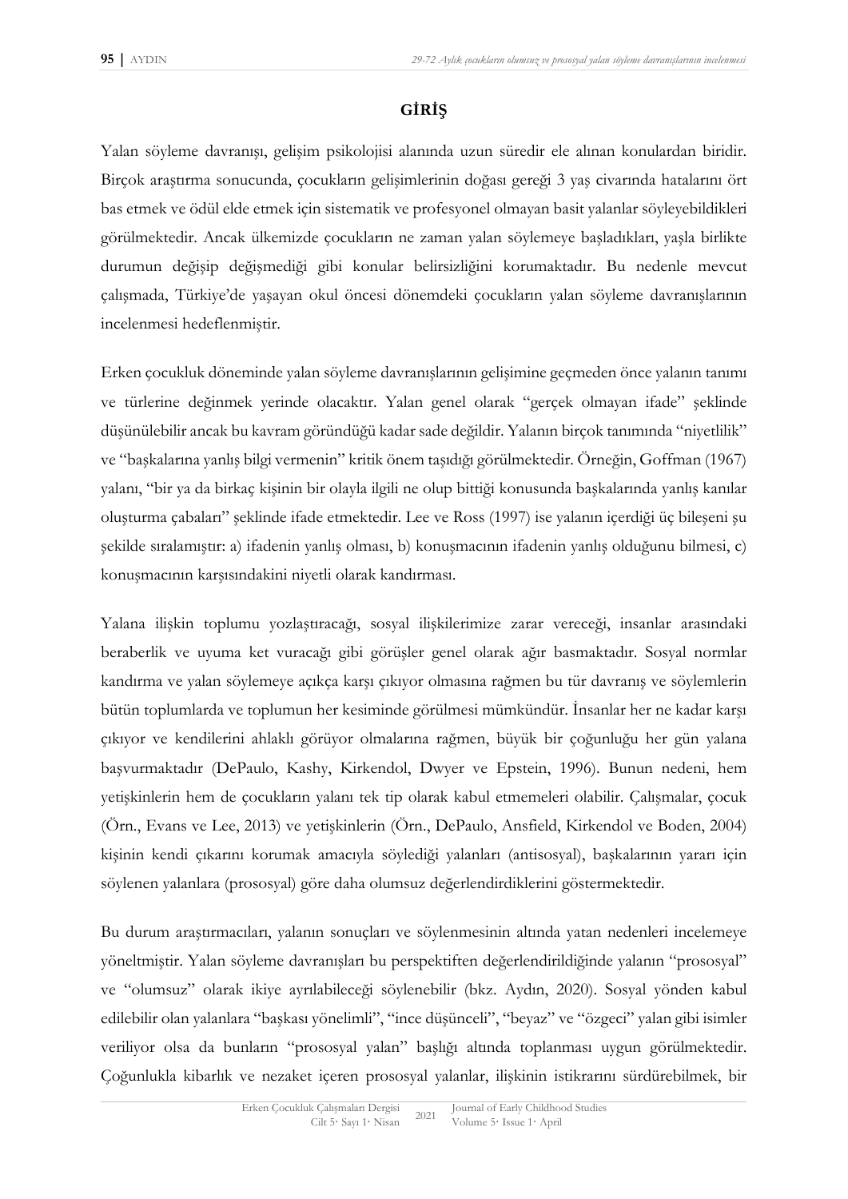## GİRİŞ

Yalan söyleme davranışı, gelişim psikolojisi alanında uzun süredir ele alınan konulardan biridir. Birçok araştırma sonucunda, çocukların gelişimlerinin doğası gereği 3 yaş civarında hatalarını ört bas etmek ve ödül elde etmek için sistematik ve profesyonel olmayan basit yalanlar söyleyebildikleri görülmektedir. Ancak ülkemizde çocukların ne zaman yalan söylemeye başladıkları, yaşla birlikte durumun değişip değişmediği gibi konular belirsizliğini korumaktadır. Bu nedenle mevcut çalışmada, Türkiye'de yaşayan okul öncesi dönemdeki çocukların yalan söyleme davranışlarının incelenmesi hedeflenmiştir.

Erken çocukluk döneminde yalan söyleme davranışlarının gelişimine geçmeden önce yalanın tanımı ve türlerine değinmek yerinde olacaktır. Yalan genel olarak "gerçek olmayan ifade" şeklinde düşünülebilir ancak bu kavram göründüğü kadar sade değildir. Yalanın birçok tanımında "niyetlilik" ve "başkalarına yanlış bilgi vermenin" kritik önem taşıdığı görülmektedir. Örneğin, Goffman (1967) yalanı, "bir ya da birkaç kişinin bir olayla ilgili ne olup bittiği konusunda başkalarında yanlış kanılar oluşturma çabaları" şeklinde ifade etmektedir. Lee ve Ross (1997) ise yalanın içerdiği üç bileşeni şu şekilde sıralamıştır: a) ifadenin yanlış olması, b) konuşmacının ifadenin yanlış olduğunu bilmesi, c) konuşmacının karşısındakini niyetli olarak kandırması.

Yalana ilişkin toplumu yozlaştıracağı, sosyal ilişkilerimize zarar vereceği, insanlar arasındaki beraberlik ve uyuma ket vuracağı gibi görüşler genel olarak ağır basmaktadır. Sosyal normlar kandırma ve yalan söylemeye açıkça karşı çıkıyor olmasına rağmen bu tür davranış ve söylemlerin bütün toplumlarda ve toplumun her kesiminde görülmesi mümkündür. İnsanlar her ne kadar karşı çıkıyor ve kendilerini ahlaklı görüyor olmalarına rağmen, büyük bir çoğunluğu her gün yalana başvurmaktadır (DePaulo, Kashy, Kirkendol, Dwyer ve Epstein, 1996). Bunun nedeni, hem yetişkinlerin hem de çocukların yalanı tek tip olarak kabul etmemeleri olabilir. Çalışmalar, çocuk (Örn., Evans ve Lee, 2013) ve yetişkinlerin (Örn., DePaulo, Ansfield, Kirkendol ve Boden, 2004) kişinin kendi çıkarını korumak amacıyla söylediği yalanları (antisosyal), başkalarının yararı için söylenen yalanlara (prosoyal) göre daha olumsuz değerlendirdiklerini göstermektedir.

Bu durum araştırmacıları, yalanın sonuçları ve söylenmesinin altında yatan nedenleri incelemeye yöneltmiştir. Yalan söyleme davranışları bu perspektiften değerlendirildiğinde yalanın "prososyal" ve "olumsuz" olarak ikiye ayrılabileceği söylenebilir (bkz. Aydın, 2020). Sosyal yönden kabul edilebilir olan yalanlara "başkası yönelimli", "ince düşünceli", "beyaz" ve "özgeci" yalan gibi isimler veriliyor olsa da bunların "prososyal yalan" başlığı altında toplanması uygun görülmektedir. Çoğunlukla kibarlık ve nezaket içeren prososyal yalanlar, ilişkinin istikrarını sürdürebilmek, bir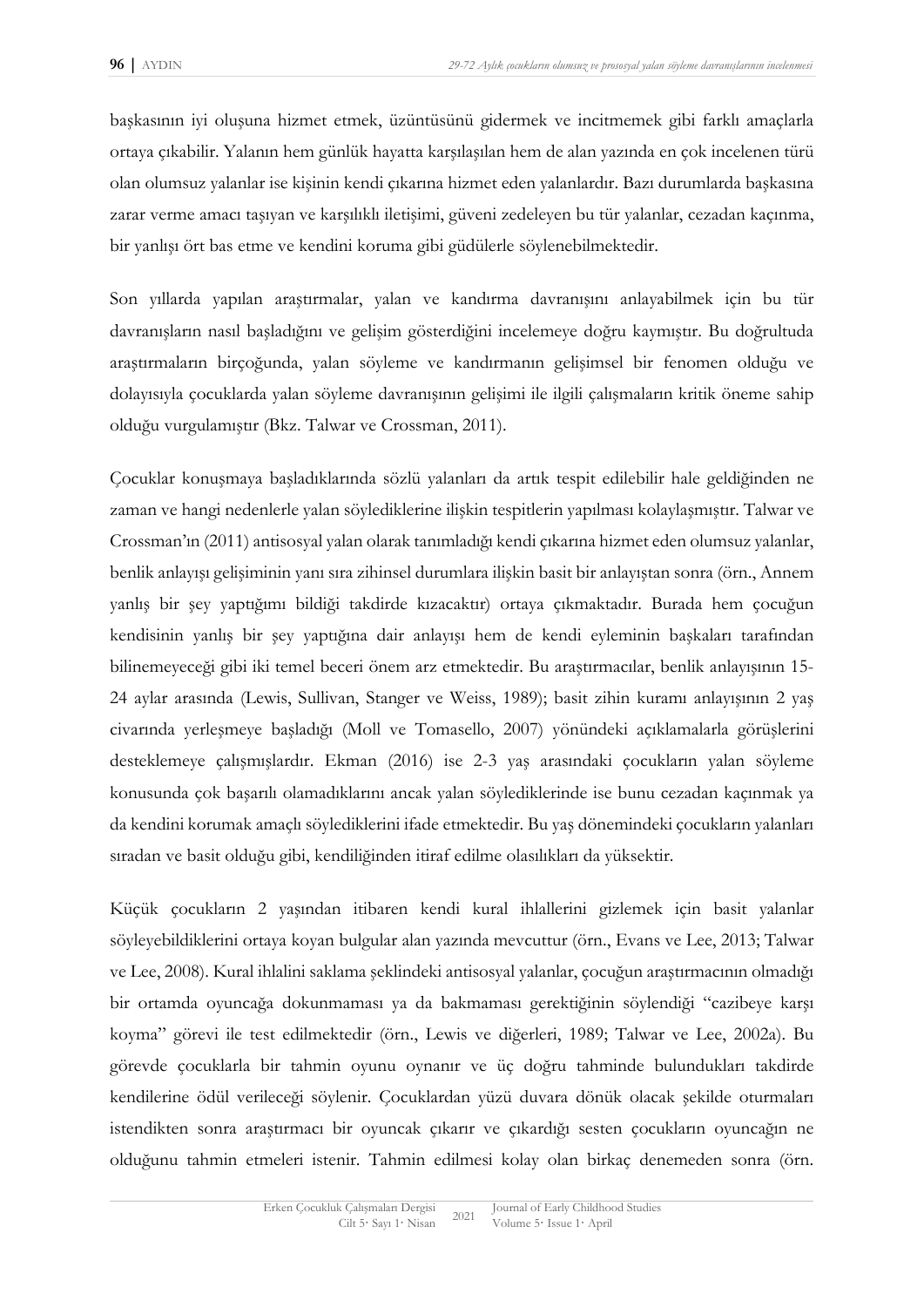başkasının iyi oluşuna hizmet etmek, üzüntüsünü gidermek ve incitmemek gibi farklı amaçlarla ortaya çıkabilir. Yalanın hem günlük hayatta karşılaşılan hem de alan yazında en çok incelenen türü olan olumsuz yalanlar ise kişinin kendi çıkarına hizmet eden yalanlardır. Bazı durumlarda başkasına zarar verme amacı taşıyan ve karşılıklı iletişimi, güveni zedeleyen bu tür yalanlar, cezadan kaçınma, bir yanlışı ört bas etme ve kendini koruma gibi güdülerle söylenebilmektedir.

Son yıllarda yapılan araştırmalar, yalan ve kandırma davranışını anlayabilmek için bu tür davranışların nasıl başladığını ve gelişim gösterdiğini incelemeye doğru kaymıştır. Bu doğrultuda araştırmaların birçoğunda, yalan söyleme ve kandırmanın gelişimsel bir fenomen olduğu ve dolayısıyla çocuklarda yalan söyleme davranışının gelişimi ile ilgili çalışmaların kritik öneme sahip olduğu vurgulamıştır (Bkz. Talwar ve Crossman, 2011).

Çocuklar konuşmaya başladıklarında sözlü yalanları da artık tespit edilebilir hale geldiğinden ne zaman ve hangi nedenlerle yalan söylediklerine ilişkin tespitlerin yapılması kolaylaşmıştır. Talwar ve Crossman'ın (2011) antisosyal yalan olarak tanımladığı kendi çıkarına hizmet eden olumsuz yalanlar, benlik anlayışı gelişiminin yanı sıra zihinsel durumlara ilişkin basit bir anlayıştan sonra (örn., Annem yanlış bir şey yaptığımı bildiği takdirde kızacaktır) ortaya çıkmaktadır. Burada hem çocuğun kendisinin yanlış bir şey yaptığına dair anlayışı hem de kendi eyleminin başkaları tarafından bilinemeyeceği gibi iki temel beceri önem arz etmektedir. Bu araştırmacılar, benlik anlayışının 15-24 aylar arasında (Lewis, Sullivan, Stanger ve Weiss, 1989); basit zihin kuramı anlayışının 2 yaş civarında yerleşmeye başladığı (Moll ve Tomasello, 2007) yönündeki açıklamalarla görüşlerini desteklemeye çalışmışlardır. Ekman (2016) ise 2-3 yaş arasındaki çocukların yalan söyleme konusunda çok başarılı olamadıklarını ancak yalan söylediklerinde ise bunu cezadan kaçınmak ya da kendini korumak amaçlı söylediklerini ifade etmektedir. Bu yaş dönemindeki çocukların yalanları sıradan ve basit olduğu gibi, kendiliğinden itiraf edilme olasılıkları da yüksektir.

Küçük çocukların 2 yaşından itibaren kendi kural ihlallerini gizlemek için basit yalanlar söyleyebildiklerini ortaya koyan bulgular alan yazında mevcuttur (örn., Evans ve Lee, 2013; Talwar ve Lee, 2008). Kural ihlalini saklama şeklindeki antisosyal yalanlar, çocuğun araştırmacının olmadığı bir ortamda oyuncağa dokunmaması ya da bakmaması gerektiğinin söylendiği "cazibeye karşı koyma" görevi ile test edilmektedir (örn., Lewis ve diğerleri, 1989; Talwar ve Lee, 2002a). Bu görevde çocuklarla bir tahmin oyunu oynanır ve üç doğru tahminde bulundukları takdirde kendilerine ödül verileceği söylenir. Çocuklardan yüzü duvara dönük olacak şekilde oturmaları istendikten sonra araştırmacı bir oyuncak çıkarır ve çıkardığı sesten çocukların oyuncağın ne olduğunu tahmin etmeleri istenir. Tahmin edilmesi kolay olan birkaç denemeden sonra (örn.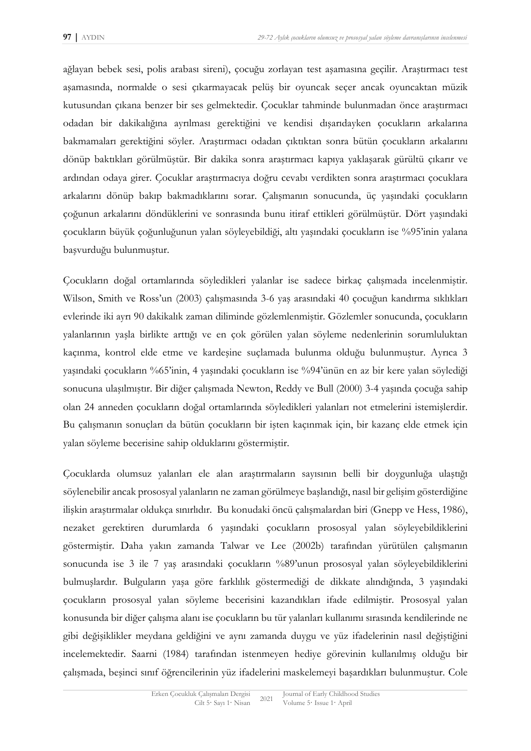ağlayan bebek sesi, polis arabası sireni), çocuğu zorlayan test aşamasına geçilir. Araştırmacı test aşamasında, normalde o sesi çıkarmayacak pelüş bir oyuncak seçer ancak oyuncaktan müzik kutusundan çıkana benzer bir ses gelmektedir. Çocuklar tahminde bulunmadan önce araştırmacı odadan bir dakikalığına ayrılması gerektiğini ve kendisi dışarıdayken çocukların arkalarına bakmamaları gerektiğini söyler. Araştırmacı odadan çıktıktan sonra bütün çocukların arkalarını dönüp baktıkları görülmüştür. Bir dakika sonra araştırmacı kapıya yaklaşarak gürültü çıkarır ve ardından odaya girer. Çocuklar araştırmacıya doğru cevabı verdikten sonra araştırmacı çocuklara arkalarını dönüp bakıp bakmadıklarını sorar. Çalışmanın sonucunda, üç yaşındaki çocukların çoğunun arkalarını döndüklerini ve sonrasında bunu itiraf ettikleri görülmüştür. Dört yaşındaki çocukların büyük çoğunluğunun yalan söyleyebildiği, altı yaşındaki çocukların ise %95'inin yalana başvurduğu bulunmuştur.

Çocukların doğal ortamlarında söyledikleri yalanlar ise sadece birkaç çalışmada incelenmiştir. Wilson, Smith ve Ross'un (2003) çalışmasında 3-6 yaş arasındaki 40 çocuğun kandırma sıklıkları evlerinde iki ayrı 90 dakikalık zaman diliminde gözlemlenmiştir. Gözlemler sonucunda, çocukların yalanlarının yaşla birlikte arttığı ve en çok görülen yalan söyleme nedenlerinin sorumluluktan kaçınma, kontrol elde etme ve kardeşine suçlamada bulunma olduğu bulunmuştur. Ayrıca 3 yaşındaki çocukların %65'inin, 4 yaşındaki çocukların ise %94'ünün en az bir kere yalan söylediği sonucuna ulaşılmıştır. Bir diğer çalışmada Newton, Reddy ve Bull (2000) 3-4 yaşında çocuğa sahip olan 24 anneden çocukların doğal ortamlarında söyledikleri yalanları not etmelerini istemişlerdir. Bu çalışmanın sonuçları da bütün çocukların bir işten kaçınmak için, bir kazanç elde etmek için yalan söyleme becerisine sahip olduklarını göstermiştir.

Çocuklarda olumsuz yalanları ele alan araştırmaların sayısının belli bir doygunluğa ulaştığı söylenebilir ancak prososyal yalanların ne zaman görülmeye başlandığı, nasıl bir gelişim gösterdiğine ilişkin araştırmalar oldukça sınırlıdır. Bu konudaki öncü çalışmalardan biri (Gnepp ve Hess, 1986), nezaket gerektiren durumlarda 6 yaşındaki çocukların prososyal yalan söyleyebildiklerini göstermiştir. Daha yakın zamanda Talwar ve Lee (2002b) tarafından yürütülen çalışmanın sonucunda ise 3 ile 7 yaş arasındaki çocukların %89'unun prososyal yalan söyleyebildiklerini bulmuşlardır. Bulguların yaşa göre farklılık göstermediği de dikkate alındığında, 3 yaşındaki çocukların prososyal yalan söyleme becerisini kazandıkları ifade edilmiştir. Prososyal yalan konusunda bir diğer çalışma alanı ise çocukların bu tür yalanları kullanımı sırasında kendilerinde ne gibi değişiklikler meydana geldiğini ve aynı zamanda duygu ve yüz ifadelerinin nasıl değiştiğini incelemektedir. Saarni (1984) tarafından istenmeyen hediye görevinin kullanılmış olduğu bir çalışmada, beşinci sınıf öğrencilerinin yüz ifadelerini maskelemeyi başardıkları bulunmuştur. Cole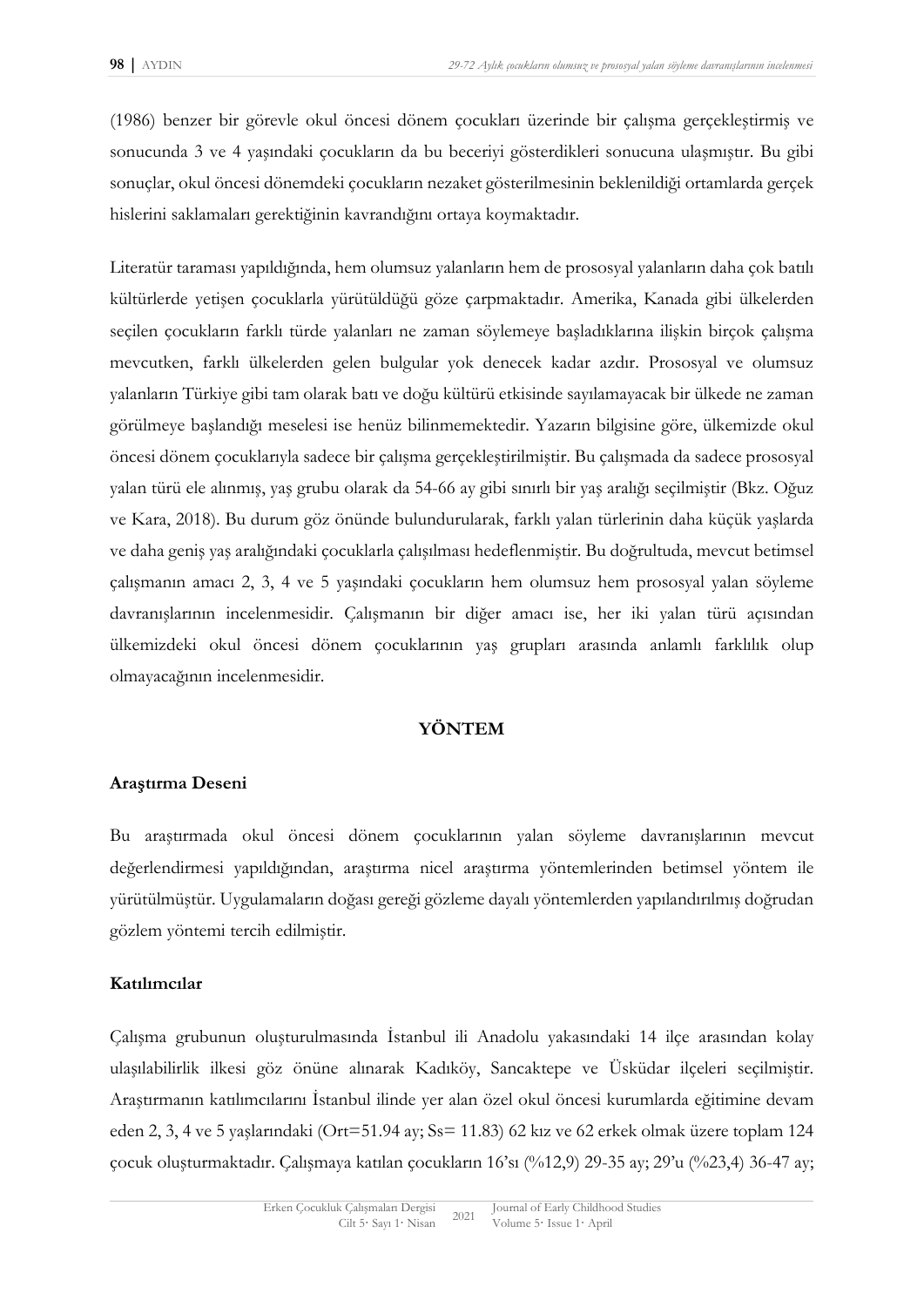(1986) benzer bir görevle okul öncesi dönem çocukları üzerinde bir çalışma gerçekleştirmiş ve sonucunda 3 ve 4 yaşındaki çocukların da bu beceriyi gösterdikleri sonucuna ulaşmıştır. Bu gibi sonuçlar, okul öncesi dönemdeki çocukların nezaket gösterilmesinin beklenildiği ortamlarda gerçek hislerini saklamaları gerektiğinin kavrandığını ortaya koymaktadır.

Literatür taraması yapıldığında, hem olumsuz yalanların hem de prososyal yalanların daha çok batılı kültürlerde yetişen çocuklarla yürütüldüğü göze çarpmaktadır. Amerika, Kanada gibi ülkelerden seçilen çocukların farklı türde yalanları ne zaman söylemeye başladıklarına ilişkin birçok çalışma mevcutken, farklı ülkelerden gelen bulgular yok denecek kadar azdır. Prososyal ve olumsuz yalanların Türkiye gibi tam olarak batı ve doğu kültürü etkisinde sayılamayacak bir ülkede ne zaman görülmeye başlandığı meselesi ise henüz bilinmemektedir. Yazarın bilgisine göre, ülkemizde okul öncesi dönem çocuklarıyla sadece bir çalışma gerçekleştirilmiştir. Bu çalışmada da sadece prososyal yalan türü ele alınmış, yaş grubu olarak da 54-66 ay gibi sınırlı bir yaş aralığı seçilmiştir (Bkz. Oğuz ve Kara, 2018). Bu durum göz önünde bulundurularak, farklı yalan türlerinin daha küçük yaşlarda ve daha geniş yaş aralığındaki çocuklarla çalışılması hedeflenmiştir. Bu doğrultuda, mevcut betimsel çalışmanın amacı 2, 3, 4 ve 5 yaşındaki çocukların hem olumsuz hem prososyal yalan söyleme davranışlarının incelenmesidir. Çalışmanın bir diğer amacı ise, her iki yalan türü açısından ülkemizdeki okul öncesi dönem çocuklarının yaş grupları arasında anlamlı farklılık olup olmayacağının incelenmesidir.

## YÖNTEM

### Araştırma Deseni

Bu araştırmada okul öncesi dönem çocuklarının yalan söyleme davranışlarının mevcut değerlendirmesi yapıldığından, araştırma nicel araştırma yöntemlerinden betimsel yöntem ile yürütülmüştür. Uygulamaların doğası gereği gözleme dayalı yöntemlerden yapılandırılmış doğrudan gözlem yöntemi tercih edilmiştir.

### Katılımcılar

Çalışma grubunun oluşturulmasında İstanbul ili Anadolu yakasındaki 14 ilçe arasından kolay ulaşılabilirlik ilkesi göz önüne alınarak Kadıköy, Sancaktepe ve Üsküdar ilçeleri seçilmiştir. Araştırmanın katılımcılarını İstanbul ilinde yer alan özel okul öncesi kurumlarda eğitimine devam eden 2, 3, 4 ve 5 yaşlarındaki (Ort=51.94 ay; Ss= 11.83) 62 kız ve 62 erkek olmak üzere toplam 124 çocuk oluşturmaktadır. Çalışmaya katılan çocukların 16'sı (%12,9) 29-35 ay; 29'u (%23,4) 36-47 ay;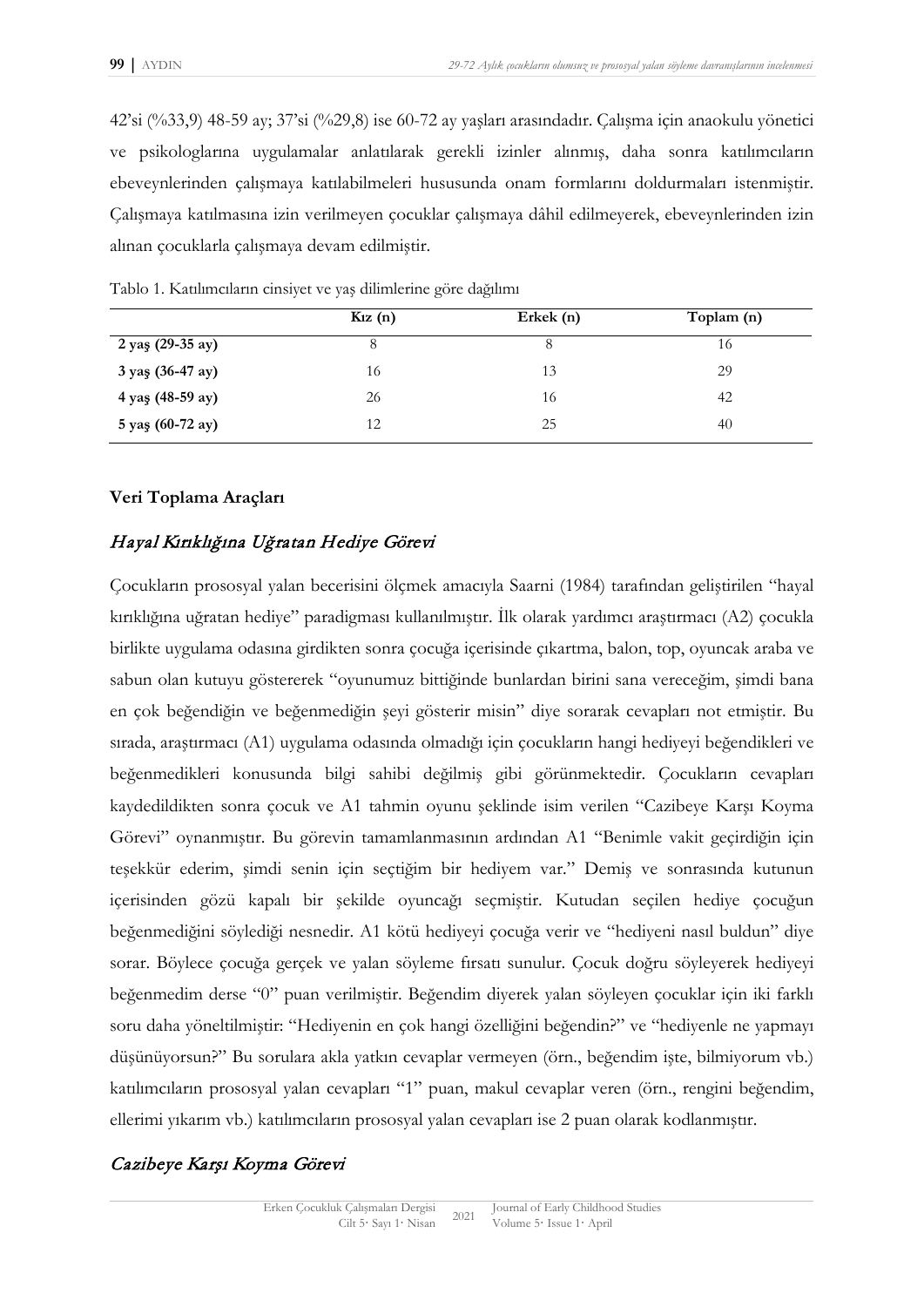42'si (%33,9) 48-59 ay; 37'si (%29,8) ise 60-72 ay yaşları arasındadır. Çalışma için anaokulu yönetici ve psikologlarına uygulamalar anlatılarak gerekli izinler alınmış, daha sonra katılımcıların ebeveynlerinden çalışmaya katılabilmeleri hususunda onam formlarını doldurmaları istenmiştir. Çalışmaya katılmasına izin verilmeyen çocuklar çalışmaya dâhil edilmeyerek, ebeveynlerinden izin alınan çocuklarla çalışmaya devam edilmiştir.

Tablo 1. Katılımcıların cinsiyet ve yaş dilimlerine göre dağılımı

| | Kız (n) | Erkek (n) | Toplam (n) |
|---|---|---|---|
| **2 yaş (29-35 ay)** | 8 | 8 | 16 |
| **3 yaş (36-47 ay)** | 16 | 13 | 29 |
| **4 yaş (48-59 ay)** | 26 | 16 | 42 |
| **5 yaş (60-72 ay)** | 12 | 25 | 40 |

### Veri Toplama Araçları

#### *Hayal Kırıklığına Uğratan Hediye Görevi*

Çocukların prososyal yalan becerisini ölçmek amacıyla Saarni (1984) tarafından geliştirilen "hayal kırıklığına uğratan hediye" paradigması kullanılmıştır. İlk olarak yardımcı araştırmacı (A2) çocukla birlikte uygulama odasına girdikten sonra çocuğa içerisinde çıkartma, balon, top, oyuncak araba ve sabun olan kutuyu göstererek "oyunumuz bittiğinde bunlardan birini sana vereceğim, şimdi bana en çok beğendiğin ve beğenmediğin şeyi gösterir misin" diye sorarak cevapları not etmiştir. Bu sırada, araştırmacı (A1) uygulama odasında olmadığı için çocukların hangi hediyeyi beğendikleri ve beğenmedikleri konusunda bilgi sahibi değilmiş gibi görünmektedir. Çocukların cevapları kaydedildikten sonra çocuk ve A1 tahmin oyunu şeklinde isim verilen "Cazibeye Karşı Koyma Görevi" oynanmıştır. Bu görevin tamamlanmasının ardından A1 "Benimle vakit geçirdiğin için teşekkür ederim, şimdi senin için seçtiğim bir hediyem var." Demiş ve sonrasında kutunun içerisinden gözü kapalı bir şekilde oyuncağı seçmiştir. Kutudan seçilen hediye çocuğun beğenmediğini söylediği nesnedir. A1 kötü hediyeyi çocuğa verir ve "hediyeni nasıl buldun" diye sorar. Böylece çocuğa gerçek ve yalan söyleme fırsatı sunulur. Çocuk doğru söyleyerek hediyeyi beğenmedim derse "0" puan verilmiştir. Beğendim diyerek yalan söyleyen çocuklar için iki farklı soru daha yöneltilmiştir: "Hediyenin en çok hangi özelliğini beğendin?" ve "hediyenle ne yapmayı düşünüyorsun?" Bu sorulara akla yatkın cevaplar vermeyen (örn., beğendim işte, bilmiyorum vb.) katılımcıların prososyal yalan cevapları "1" puan, makul cevaplar veren (örn., rengini beğendim, ellerimi yıkarım vb.) katılımcıların prososyal yalan cevapları ise 2 puan olarak kodlanmıştır.

#### *Cazibeye Karşı Koyma Görevi*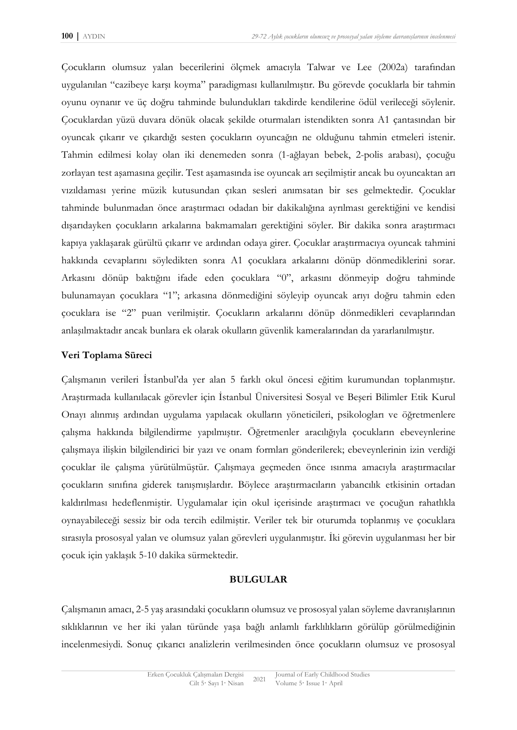Çocukların olumsuz yalan becerilerini ölçmek amacıyla Talwar ve Lee (2002a) tarafından uygulanan "cazibeye karşı koyma" paradigması kullanılmıştır. Bu görevde çocuklarla bir tahmin oyunu oynanır ve üç doğru tahminde bulundukları takdirde kendilerine ödül verileceği söylenir. Çocuklardan yüzü duvara dönük olacak şekilde oturmaları istendikten sonra A1 çantasından bir oyuncak çıkarır ve çıkardığı sesten çocukların oyuncağın ne olduğunu tahmin etmeleri istenir. Tahmin edilmesi kolay olan iki denemeden sonra (1-ağlayan bebek, 2-polis arabası), çocuğu zorlayan test aşamasına geçilir. Test aşamasında ise oyuncak arı seçilmiştir ancak bu oyuncaktan arı vızıldaması yerine müzik kutusundan çıkan sesleri anımsatan bir ses gelmektedir. Çocuklar tahminde bulunmadan önce araştırmacı odadan bir dakikalığına ayrılması gerektiğini ve kendisi dışarıdayken çocukların arkalarına bakmamaları gerektiğini söyler. Bir dakika sonra araştırmacı kapıya yaklaşarak gürültü çıkarır ve ardından odaya girer. Çocuklar araştırmacıya oyuncak tahmini hakkında cevaplarını söyledikten sonra A1 çocuklara arkalarını dönüp dönmediklerini sorar. Arkasını dönüp baktığını ifade eden çocuklara "0", arkasını dönmeyip doğru tahminde bulunamayan çocuklara "1"; arkasına dönmediğini söyleyip oyuncak arıyı doğru tahmin eden çocuklara ise "2" puan verilmiştir. Çocukların arkalarını dönüp dönmedikleri cevaplarından anlaşılmaktadır ancak bunlara ek olarak okulların güvenlik kameralarından da yararlanılmıştır.

**Veri Toplama Süreci**

Çalışmanın verileri İstanbul'da yer alan 5 farklı okul öncesi eğitim kurumundan toplanmıştır. Araştırmada kullanılacak görevler için İstanbul Üniversitesi Sosyal ve Beşeri Bilimler Etik Kurul Onayı alınmış ardından uygulama yapılacak okulların yöneticileri, psikologları ve öğretmenlere çalışma hakkında bilgilendirme yapılmıştır. Öğretmenler aracılığıyla çocukların ebeveynlerine çalışmaya ilişkin bilgilendirici bir yazı ve onam formları gönderilerek; ebeveynlerinin izin verdiği çocuklar ile çalışma yürütülmüştür. Çalışmaya geçmeden önce ısınma amacıyla araştırmacılar çocukların sınıfına giderek tanışmışlardır. Böylece araştırmacıların yabancılık etkisinin ortadan kaldırılması hedeflenmiştir. Uygulamalar için okul içerisinde araştırmacı ve çocuğun rahatlıkla oynayabileceği sessiz bir oda tercih edilmiştir. Veriler tek bir oturumda toplanmış ve çocuklara sırasıyla prososyal yalan ve olumsuz yalan görevleri uygulanmıştır. İki görevin uygulanması her bir çocuk için yaklaşık 5-10 dakika sürmektedir.

## BULGULAR

Çalışmanın amacı, 2-5 yaş arasındaki çocukların olumsuz ve prososyal yalan söyleme davranışlarının sıklıklarının ve her iki yalan türünde yaşa bağlı anlamlı farklılıkların görülüp görülmediğinin incelenmesiydi. Sonuç çıkarıcı analizlerin verilmesinden önce çocukların olumsuz ve prososyal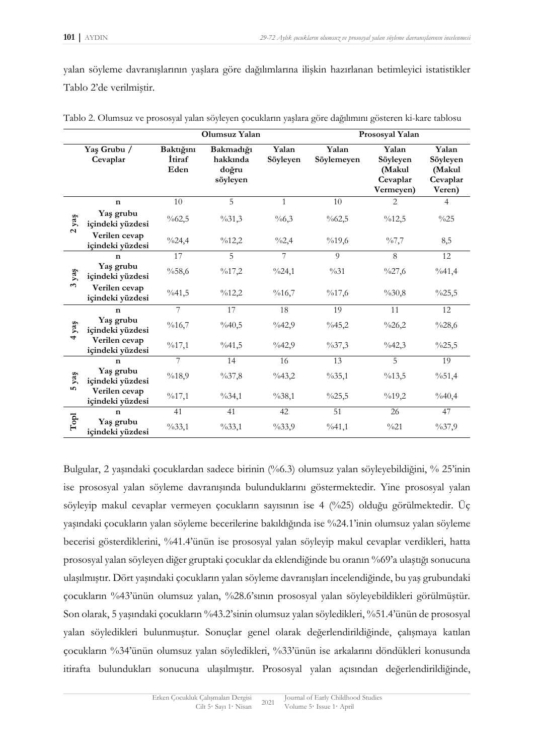yalan söyleme davranışlarının yaşlara göre dağılımlarına ilişkin hazırlanan betimleyici istatistikler Tablo 2'de verilmiştir.

Tablo 2. Olumsuz ve prososyal yalan söyleyen çocukların yaşlara göre dağılımını gösteren ki-kare tablosu

| | | Olumsuz Yalan | | | Prososyal Yalan | | |
|---|---|---|---|---|---|---|---|
| | **Yaş Grubu / Cevaplar** | **Baktığını İtiraf Eden** | **Bakmadığı hakkında doğru söyleyen** | **Yalan Söyleyen** | **Yalan Söylemeyen** | **Yalan Söyleyen (Makul Cevaplar Vermeyen)** | **Yalan Söyleyen (Makul Cevaplar Veren)** |
| **2 yaş** | **n** | 10 | 5 | 1 | 10 | 2 | 4 |
| | **Yaş grubu içindeki yüzdesi** | %62,5 | %31,3 | %6,3 | %62,5 | %12,5 | %25 |
| | **Verilen cevap içindeki yüzdesi** | %24,4 | %12,2 | %2,4 | %19,6 | %7,7 | 8,5 |
| **3 yaş** | **n** | 17 | 5 | 7 | 9 | 8 | 12 |
| | **Yaş grubu içindeki yüzdesi** | %58,6 | %17,2 | %24,1 | %31 | %27,6 | %41,4 |
| | **Verilen cevap içindeki yüzdesi** | %41,5 | %12,2 | %16,7 | %17,6 | %30,8 | %25,5 |
| **4 yaş** | **n** | 7 | 17 | 18 | 19 | 11 | 12 |
| | **Yaş grubu içindeki yüzdesi** | %16,7 | %40,5 | %42,9 | %45,2 | %26,2 | %28,6 |
| | **Verilen cevap içindeki yüzdesi** | %17,1 | %41,5 | %42,9 | %37,3 | %42,3 | %25,5 |
| **5 yaş** | **n** | 7 | 14 | 16 | 13 | 5 | 19 |
| | **Yaş grubu içindeki yüzdesi** | %18,9 | %37,8 | %43,2 | %35,1 | %13,5 | %51,4 |
| | **Verilen cevap içindeki yüzdesi** | %17,1 | %34,1 | %38,1 | %25,5 | %19,2 | %40,4 |
| **Topl** | **n** | 41 | 41 | 42 | 51 | 26 | 47 |
| | **Yaş grubu içindeki yüzdesi** | %33,1 | %33,1 | %33,9 | %41,1 | %21 | %37,9 |

Bulgular, 2 yaşındaki çocuklardan sadece birinin (%6.3) olumsuz yalan söyleyebildiğini, % 25'inin ise prososyal yalan söyleme davranışında bulunduklarını göstermektedir. Yine prososyal yalan söyleyip makul cevaplar vermeyen çocukların sayısının ise 4 (%25) olduğu görülmektedir. Üç yaşındaki çocukların yalan söyleme becerilerine bakıldığında ise %24.1'inin olumsuz yalan söyleme becerisi gösterdiklerini, %41.4'ünün ise prososyal yalan söyleyip makul cevaplar verdikleri, hatta prososyal yalan söyleyen diğer gruptaki çocuklar da eklendiğinde bu oranın %69'a ulaştığı sonucuna ulaşılmıştır. Dört yaşındaki çocukların yalan söyleme davranışları incelendiğinde, bu yaş grubundaki çocukların %43'ünün olumsuz yalan, %28.6'sının prososyal yalan söyleyebildikleri görülmüştür. Son olarak, 5 yaşındaki çocukların %43.2'sinin olumsuz yalan söyledikleri, %51.4'ünün de prososyal yalan söyledikleri bulunmuştur. Sonuçlar genel olarak değerlendirildiğinde, çalışmaya katılan çocukların %34'ünün olumsuz yalan söyledikleri, %33'ünün ise arkalarını döndükleri konusunda itirafta bulundukları sonucuna ulaşılmıştır. Prososyal yalan açısından değerlendirildiğinde,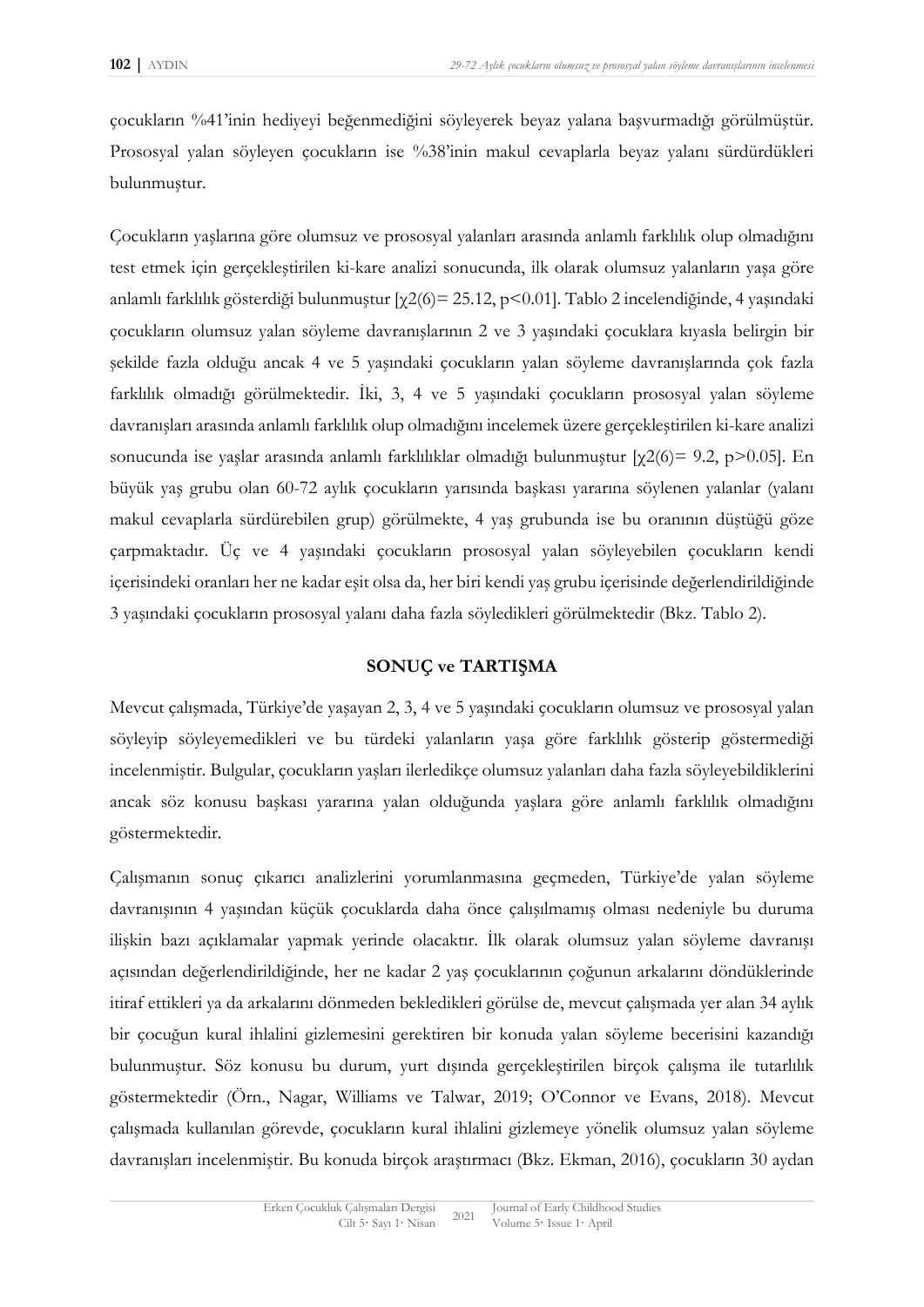çocukların %41'inin hediyeyi beğenmediğini söyleyerek beyaz yalana başvurmadığı görülmüştür. Prososyal yalan söyleyen çocukların ise %38'inin makul cevaplarla beyaz yalanı sürdürdükleri bulunmuştur.

Çocukların yaşlarına göre olumsuz ve prososyal yalanları arasında anlamlı farklılık olup olmadığını test etmek için gerçekleştirilen ki-kare analizi sonucunda, ilk olarak olumsuz yalanların yaşa göre anlamlı farklılık gösterdiği bulunmuştur [$\chi2(6)= 25.12, p<0.01$]. Tablo 2 incelendiğinde, 4 yaşındaki çocukların olumsuz yalan söyleme davranışlarının 2 ve 3 yaşındaki çocuklara kıyasla belirgin bir şekilde fazla olduğu ancak 4 ve 5 yaşındaki çocukların yalan söyleme davranışlarında çok fazla farklılık olmadığı görülmektedir. İki, 3, 4 ve 5 yaşındaki çocukların prososyal yalan söyleme davranışları arasında anlamlı farklılık olup olmadığını incelemek üzere gerçekleştirilen ki-kare analizi sonucunda ise yaşlar arasında anlamlı farklılıklar olmadığı bulunmuştur [$\chi2(6)= 9.2, p>0.05$]. En büyük yaş grubu olan 60-72 aylık çocukların yarısında başkası yararına söylenen yalanlar (yalanı makul cevaplarla sürdürebilen grup) görülmekte, 4 yaş grubunda ise bu oranının düştüğü göze çarpmaktadır. Üç ve 4 yaşındaki çocukların prososyal yalan söyleyebilen çocukların kendi içerisindeki oranları her ne kadar eşit olsa da, her biri kendi yaş grubu içerisinde değerlendirildiğinde 3 yaşındaki çocukların prososyal yalanı daha fazla söyledikleri görülmektedir (Bkz. Tablo 2).

## SONUÇ ve TARTIŞMA

Mevcut çalışmada, Türkiye'de yaşayan 2, 3, 4 ve 5 yaşındaki çocukların olumsuz ve prososyal yalan söyleyip söyleyemedikleri ve bu türdeki yalanların yaşa göre farklılık gösterip göstermediği incelenmiştir. Bulgular, çocukların yaşları ilerledikçe olumsuz yalanları daha fazla söyleyebildiklerini ancak söz konusu başkası yararına yalan olduğunda yaşlara göre anlamlı farklılık olmadığını göstermektedir.

Çalışmanın sonuç çıkarıcı analizlerini yorumlanmasına geçmeden, Türkiye'de yalan söyleme davranışının 4 yaşından küçük çocuklarda daha önce çalışılmamış olması nedeniyle bu duruma ilişkin bazı açıklamalar yapmak yerinde olacaktır. İlk olarak olumsuz yalan söyleme davranışı açısından değerlendirildiğinde, her ne kadar 2 yaş çocuklarının çoğunun arkalarını döndüklerinde itiraf ettikleri ya da arkalarını dönmeden bekledikleri görülse de, mevcut çalışmada yer alan 34 aylık bir çocuğun kural ihlalini gizlemesini gerektiren bir konuda yalan söyleme becerisini kazandığı bulunmuştur. Söz konusu bu durum, yurt dışında gerçekleştirilen birçok çalışma ile tutarlılık göstermektedir (Örn., Nagar, Williams ve Talwar, 2019; O'Connor ve Evans, 2018). Mevcut çalışmada kullanılan görevde, çocukların kural ihlalini gizlemeye yönelik olumsuz yalan söyleme davranışları incelenmiştir. Bu konuda birçok araştırmacı (Bkz. Ekman, 2016), çocukların 30 aydan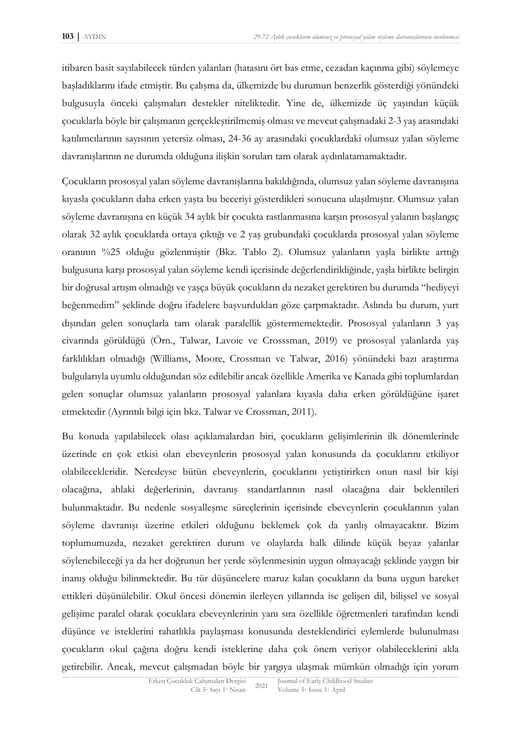itibaren basit sayılabilecek türden yalanları (hatasını ört bas etme, cezadan kaçınma gibi) söylemeye başladıklarını ifade etmiştir. Bu çalışma da, ülkemizde bu durumun benzerlik gösterdiği yönündeki bulgusuyla önceki çalışmaları destekler niteliktedir. Yine de, ülkemizde üç yaşından küçük çocuklarla böyle bir çalışmanın gerçekleştirilmemiş olması ve mevcut çalışmadaki 2-3 yaş arasındaki katılımcılarının sayısının yetersiz olması, 24-36 ay arasındaki çocuklardaki olumsuz yalan söyleme davranışlarının ne durumda olduğuna ilişkin soruları tam olarak aydınlatamamaktadır.

Çocukların prososyal yalan söyleme davranışlarına bakıldığında, olumsuz yalan söyleme davranışına kıyasla çocukların daha erken yaşta bu beceriyi gösterdikleri sonucuna ulaşılmıştır. Olumsuz yalan söyleme davranışına en küçük 34 aylık bir çocukta rastlanmasına karşın prososyal yalanın başlangıç olarak 32 aylık çocuklarda ortaya çıktığı ve 2 yaş grubundaki çocuklarda prososyal yalan söyleme oranının %25 olduğu gözlenmiştir (Bkz. Tablo 2). Olumsuz yalanların yaşla birlikte arttığı bulgusuna karşı prososyal yalan söyleme kendi içerisinde değerlendirildiğinde, yaşla birlikte belirgin bir doğrusal artışın olmadığı ve yaşça büyük çocukların da nezaket gerektiren bu durumda "hediyeyi beğenmedim" şeklinde doğru ifadelere başvurdukları göze çarpmaktadır. Aslında bu durum, yurt dışından gelen sonuçlarla tam olarak paralellik göstermemektedir. Prososyal yalanların 3 yaş civarında görüldüğü (Örn., Talwar, Lavoie ve Crosssman, 2019) ve prososyal yalanlarda yaş farklılıkları olmadığı (Williams, Moore, Crossman ve Talwar, 2016) yönündeki bazı araştırma bulgularıyla uyumlu olduğundan söz edilebilir ancak özellikle Amerika ve Kanada gibi toplumlardan gelen sonuçlar olumsuz yalanların prososyal yalanlara kıyasla daha erken görüldüğüne işaret etmektedir (Ayrıntılı bilgi için bkz. Talwar ve Crossman, 2011).

Bu konuda yapılabilecek olası açıklamalardan biri, çocukların gelişimlerinin ilk dönemlerinde üzerinde en çok etkisi olan ebeveynlerin prososyal yalan konusunda da çocuklarını etkiliyor olabilecekleridir. Neredeyse bütün ebeveynlerin, çocuklarını yetiştirirken onun nasıl bir kişi olacağına, ahlaki değerlerinin, davranış standartlarının nasıl olacağına dair beklentileri bulunmaktadır. Bu nedenle sosyalleşme süreçlerinin içerisinde ebeveynlerin çocuklarının yalan söyleme davranışı üzerine etkileri olduğunu beklemek çok da yanlış olmayacaktır. Bizim toplumumuzda, nezaket gerektiren durum ve olaylarda halk dilinde küçük beyaz yalanlar söylenebileceği ya da her doğrunun her yerde söylenmesinin uygun olmayacağı şeklinde yaygın bir inanış olduğu bilinmektedir. Bu tür düşüncelere maruz kalan çocukların da buna uygun hareket ettikleri düşünülebilir. Okul öncesi dönemin ilerleyen yıllarında ise gelişen dil, bilişsel ve sosyal gelişime paralel olarak çocuklara ebeveynlerinin yanı sıra özellikle öğretmenleri tarafından kendi düşünce ve isteklerini rahatlıkla paylaşması konusunda desteklendirici eylemlerde bulunulması çocukların okul çağına doğru kendi isteklerine daha çok önem veriyor olabileceklerini akla getirebilir. Ancak, mevcut çalışmadan böyle bir yargıya ulaşmak mümkün olmadığı için yorum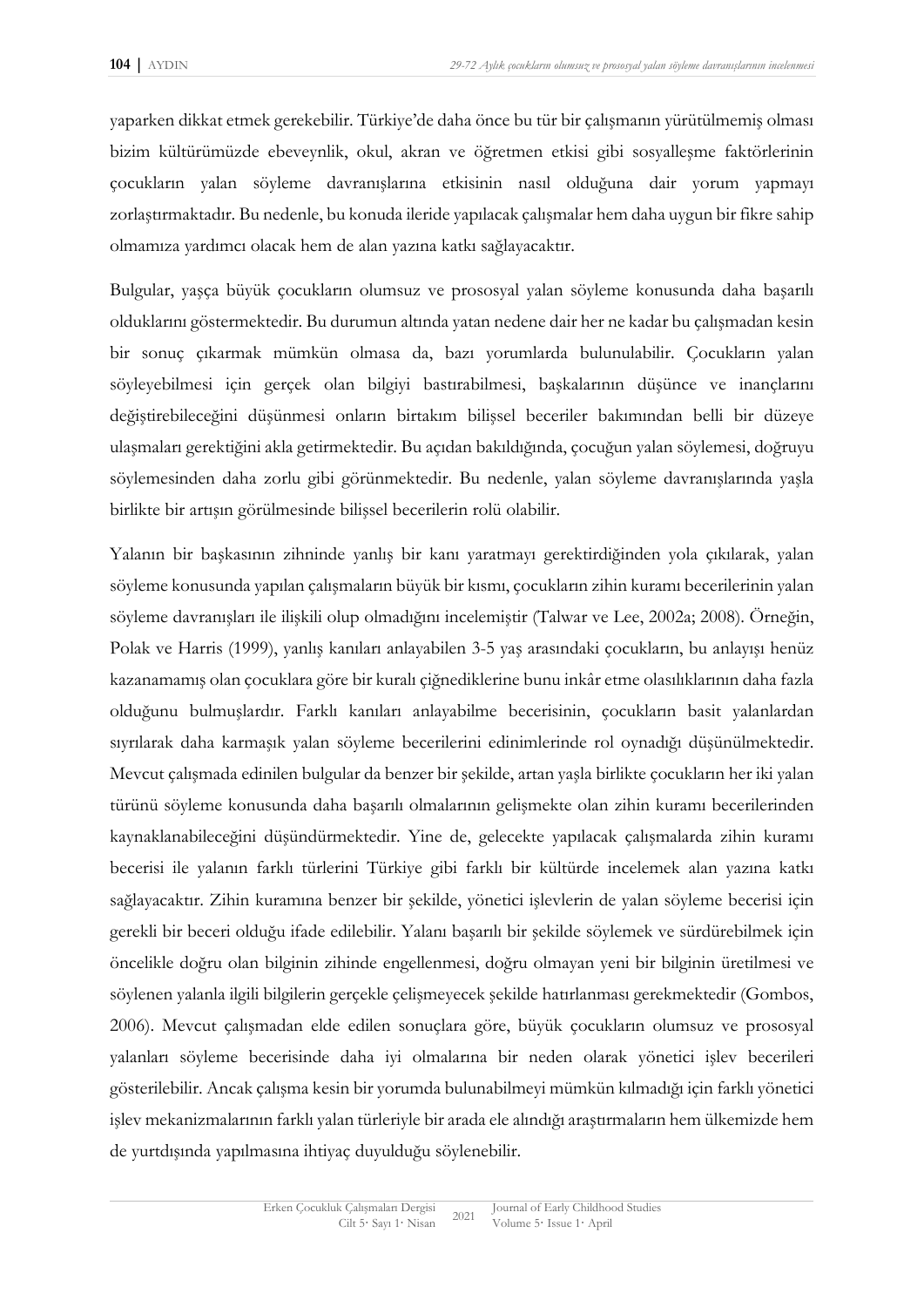yaparken dikkat etmek gerekebilir. Türkiye'de daha önce bu tür bir çalışmanın yürütülmemiş olması bizim kültürümüzde ebeveynlik, okul, akran ve öğretmen etkisi gibi sosyalleşme faktörlerinin çocukların yalan söyleme davranışlarına etkisinin nasıl olduğuna dair yorum yapmayı zorlaştırmaktadır. Bu nedenle, bu konuda ileride yapılacak çalışmalar hem daha uygun bir fikre sahip olmamıza yardımcı olacak hem de alan yazına katkı sağlayacaktır.

Bulgular, yaşça büyük çocukların olumsuz ve prososyal yalan söyleme konusunda daha başarılı olduklarını göstermektedir. Bu durumun altında yatan nedene dair her ne kadar bu çalışmadan kesin bir sonuç çıkarmak mümkün olmasa da, bazı yorumlarda bulunulabilir. Çocukların yalan söyleyebilmesi için gerçek olan bilgiyi bastırabilmesi, başkalarının düşünce ve inançlarını değiştirebileceğini düşünmesi onların birtakım bilişsel beceriler bakımından belli bir düzeye ulaşmaları gerektiğini akla getirmektedir. Bu açıdan bakıldığında, çocuğun yalan söylemesi, doğruyu söylemesinden daha zorlu gibi görünmektedir. Bu nedenle, yalan söyleme davranışlarında yaşla birlikte bir artışın görülmesinde bilişsel becerilerin rolü olabilir.

Yalanın bir başkasının zihninde yanlış bir kanı yaratmayı gerektirdiğinden yola çıkılarak, yalan söyleme konusunda yapılan çalışmaların büyük bir kısmı, çocukların zihin kuramı becerilerinin yalan söyleme davranışları ile ilişkili olup olmadığını incelemiştir (Talwar ve Lee, 2002a; 2008). Örneğin, Polak ve Harris (1999), yanlış kanıları anlayabilen 3-5 yaş arasındaki çocukların, bu anlayışı henüz kazanamamış olan çocuklara göre bir kuralı çiğnediklerine bunu inkâr etme olasılıklarının daha fazla olduğunu bulmuşlardır. Farklı kanıları anlayabilme becerisinin, çocukların basit yalanlardan sıyrılarak daha karmaşık yalan söyleme becerilerini edinimlerinde rol oynadığı düşünülmektedir. Mevcut çalışmada edinilen bulgular da benzer bir şekilde, artan yaşla birlikte çocukların her iki yalan türünü söyleme konusunda daha başarılı olmalarının gelişmekte olan zihin kuramı becerilerinden kaynaklanabileceğini düşündürmektedir. Yine de, gelecekte yapılacak çalışmalarda zihin kuramı becerisi ile yalanın farklı türlerini Türkiye gibi farklı bir kültürde incelemek alan yazına katkı sağlayacaktır. Zihin kuramına benzer bir şekilde, yönetici işlevlerin de yalan söyleme becerisi için gerekli bir beceri olduğu ifade edilebilir. Yalanı başarılı bir şekilde söylemek ve sürdürebilmek için öncelikle doğru olan bilginin zihinde engellenmesi, doğru olmayan yeni bir bilginin üretilmesi ve söylenen yalanla ilgili bilgilerin gerçekle çelişmeyecek şekilde hatırlanması gerekmektedir (Gombos, 2006). Mevcut çalışmadan elde edilen sonuçlara göre, büyük çocukların olumsuz ve prososyal yalanları söyleme becerisinde daha iyi olmalarına bir neden olarak yönetici işlev becerileri gösterilebilir. Ancak çalışma kesin bir yorumda bulunabilmeyi mümkün kılmadığı için farklı yönetici işlev mekanizmalarının farklı yalan türleriyle bir arada ele alındığı araştırmaların hem ülkemizde hem de yurtdışında yapılmasına ihtiyaç duyulduğu söylenebilir.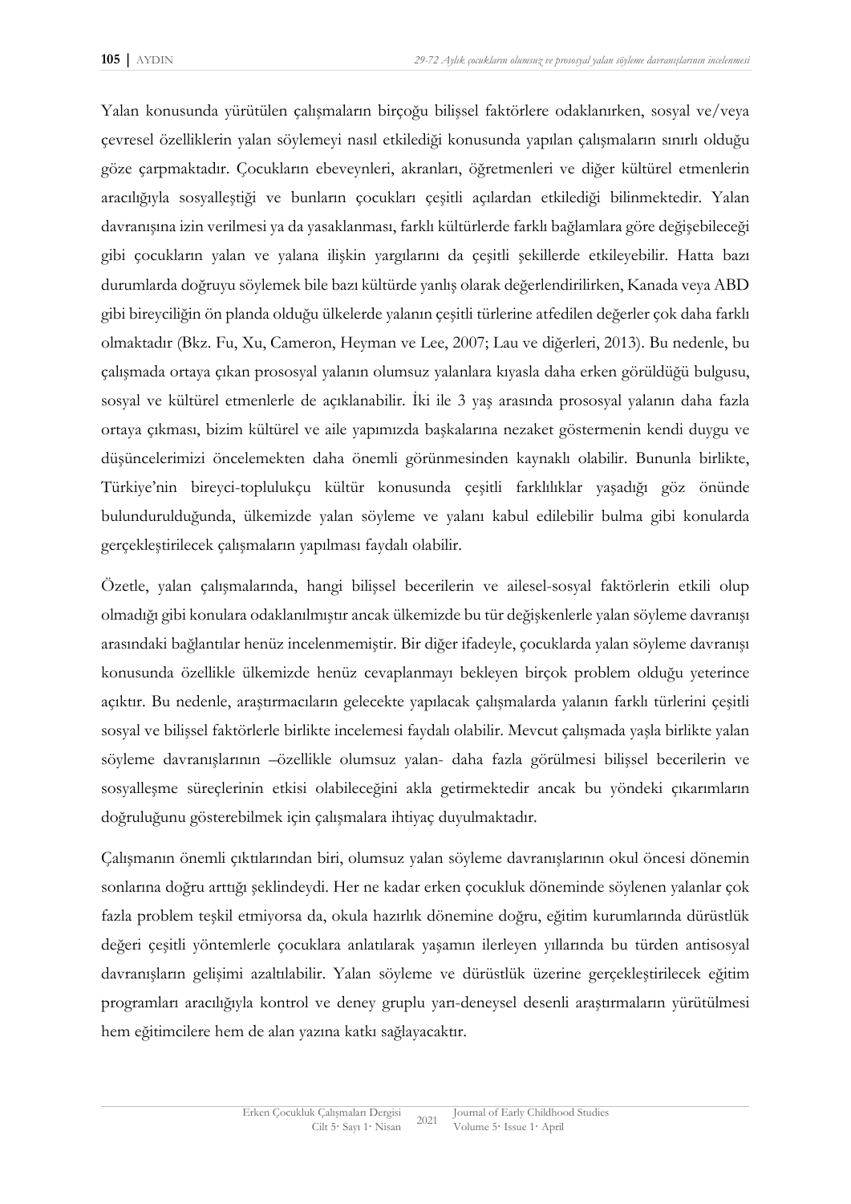Yalan konusunda yürütülen çalışmaların birçoğu bilişsel faktörlere odaklanırken, sosyal ve/veya çevresel özelliklerin yalan söylemeyi nasıl etkilediği konusunda yapılan çalışmaların sınırlı olduğu göze çarpmaktadır. Çocukların ebeveynleri, akranları, öğretmenleri ve diğer kültürel etmenlerin aracılığıyla sosyalleştiği ve bunların çocukları çeşitli açılardan etkilediği bilinmektedir. Yalan davranışına izin verilmesi ya da yasaklanması, farklı kültürlerde farklı bağlamlara göre değişebileceği gibi çocukların yalan ve yalana ilişkin yargılarını da çeşitli şekillerde etkileyebilir. Hatta bazı durumlarda doğruyu söylemek bile bazı kültürde yanlış olarak değerlendirilirken, Kanada veya ABD gibi bireyciliğin ön planda olduğu ülkelerde yalanın çeşitli türlerine atfedilen değerler çok daha farklı olmaktadır (Bkz. Fu, Xu, Cameron, Heyman ve Lee, 2007; Lau ve diğerleri, 2013). Bu nedenle, bu çalışmada ortaya çıkan prososyal yalanın olumsuz yalanlara kıyasla daha erken görüldüğü bulgusu, sosyal ve kültürel etmenlerle de açıklanabilir. İki ile 3 yaş arasında prososyal yalanın daha fazla ortaya çıkması, bizim kültürel ve aile yapımızda başkalarına nezaket göstermenin kendi duygu ve düşüncelerimizi öncelemekten daha önemli görünmesinden kaynaklı olabilir. Bununla birlikte, Türkiye'nin bireyci-toplulukçu kültür konusunda çeşitli farklılıklar yaşadığı göz önünde bulundurulduğunda, ülkemizde yalan söyleme ve yalanı kabul edilebilir bulma gibi konularda gerçekleştirilecek çalışmaların yapılması faydalı olabilir.

Özetle, yalan çalışmalarında, hangi bilişsel becerilerin ve ailesel-sosyal faktörlerin etkili olup olmadığı gibi konulara odaklanılmıştır ancak ülkemizde bu tür değişkenlerle yalan söyleme davranışı arasındaki bağlantılar henüz incelenmemiştir. Bir diğer ifadeyle, çocuklarda yalan söyleme davranışı konusunda özellikle ülkemizde henüz cevaplanmayı bekleyen birçok problem olduğu yeterince açıktır. Bu nedenle, araştırmacıların gelecekte yapılacak çalışmalarda yalanın farklı türlerini çeşitli sosyal ve bilişsel faktörlerle birlikte incelemesi faydalı olabilir. Mevcut çalışmada yaşla birlikte yalan söyleme davranışlarının –özellikle olumsuz yalan- daha fazla görülmesi bilişsel becerilerin ve sosyalleşme süreçlerinin etkisi olabileceğini akla getirmektedir ancak bu yöndeki çıkarımların doğruluğunu gösterebilmek için çalışmalara ihtiyaç duyulmaktadır.

Çalışmanın önemli çıktılarından biri, olumsuz yalan söyleme davranışlarının okul öncesi dönemin sonlarına doğru arttığı şeklindeydi. Her ne kadar erken çocukluk döneminde söylenen yalanlar çok fazla problem teşkil etmiyorsa da, okula hazırlık dönemine doğru, eğitim kurumlarında dürüstlük değeri çeşitli yöntemlerle çocuklara anlatılarak yaşamın ilerleyen yıllarında bu türden antisosyal davranışların gelişimi azaltılabilir. Yalan söyleme ve dürüstlük üzerine gerçekleştirilecek eğitim programları aracılığıyla kontrol ve deney gruplu yarı-deneysel desenli araştırmaların yürütülmesi hem eğitimcilere hem de alan yazına katkı sağlayacaktır.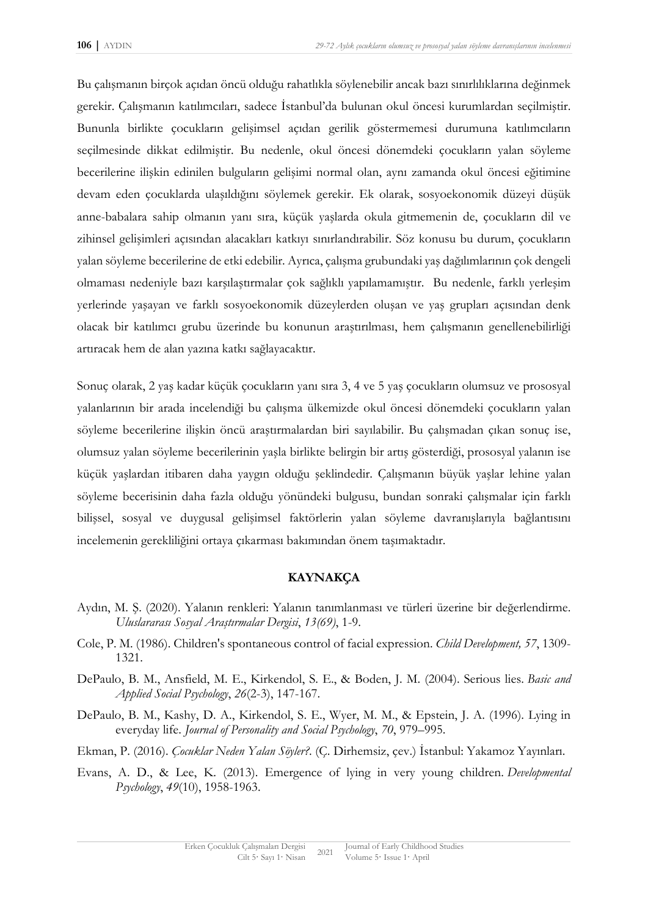Bu çalışmanın birçok açıdan öncü olduğu rahatlıkla söylenebilir ancak bazı sınırlılıklarına değinmek gerekir. Çalışmanın katılımcıları, sadece İstanbul'da bulunan okul öncesi kurumlardan seçilmiştir. Bununla birlikte çocukların gelişimsel açıdan gerilik göstermemesi durumuna katılımcıların seçilmesinde dikkat edilmiştir. Bu nedenle, okul öncesi dönemdeki çocukların yalan söyleme becerilerine ilişkin edinilen bulguların gelişimi normal olan, aynı zamanda okul öncesi eğitimine devam eden çocuklarda ulaşıldığını söylemek gerekir. Ek olarak, sosyoekonomik düzeyi düşük anne-babalara sahip olmanın yanı sıra, küçük yaşlarda okula gitmemenin de, çocukların dil ve zihinsel gelişimleri açısından alacakları katkıyı sınırlandırabilir. Söz konusu bu durum, çocukların yalan söyleme becerilerine de etki edebilir. Ayrıca, çalışma grubundaki yaş dağılımlarının çok dengeli olmaması nedeniyle bazı karşılaştırmalar çok sağlıklı yapılamamıştır. Bu nedenle, farklı yerleşim yerlerinde yaşayan ve farklı sosyoekonomik düzeylerden oluşan ve yaş grupları açısından denk olacak bir katılımcı grubu üzerinde bu konunun araştırılması, hem çalışmanın genellenebilirliği artıracak hem de alan yazına katkı sağlayacaktır.

Sonuç olarak, 2 yaş kadar küçük çocukların yanı sıra 3, 4 ve 5 yaş çocukların olumsuz ve prososyal yalanlarının bir arada incelendiği bu çalışma ülkemizde okul öncesi dönemdeki çocukların yalan söyleme becerilerine ilişkin öncü araştırmalardan biri sayılabilir. Bu çalışmadan çıkan sonuç ise, olumsuz yalan söyleme becerilerinin yaşla birlikte belirgin bir artış gösterdiği, prososyal yalanın ise küçük yaşlardan itibaren daha yaygın olduğu şeklindedir. Çalışmanın büyük yaşlar lehine yalan söyleme becerisinin daha fazla olduğu yönündeki bulgusu, bundan sonraki çalışmalar için farklı bilişsel, sosyal ve duygusal gelişimsel faktörlerin yalan söyleme davranışlarıyla bağlantısını incelemenin gerekliliğini ortaya çıkarması bakımından önem taşımaktadır.

## KAYNAKÇA

Aydın, M. Ş. (2020). Yalanın renkleri: Yalanın tanımlanması ve türleri üzerine bir değerlendirme. *Uluslararası Sosyal Araştırmalar Dergisi*, *13(69)*, 1-9.

Cole, P. M. (1986). Children's spontaneous control of facial expression. *Child Development, 57*, 1309-1321.

DePaulo, B. M., Ansfield, M. E., Kirkendol, S. E., & Boden, J. M. (2004). Serious lies. *Basic and Applied Social Psychology*, *26*(2-3), 147-167.

DePaulo, B. M., Kashy, D. A., Kirkendol, S. E., Wyer, M. M., & Epstein, J. A. (1996). Lying in everyday life. *Journal of Personality and Social Psychology*, *70*, 979–995.

Ekman, P. (2016). *Çocuklar Neden Yalan Söyler?*. (Ç. Dirhemsiz, çev.) İstanbul: Yakamoz Yayınları.

Evans, A. D., & Lee, K. (2013). Emergence of lying in very young children. *Developmental Psychology*, *49*(10), 1958-1963.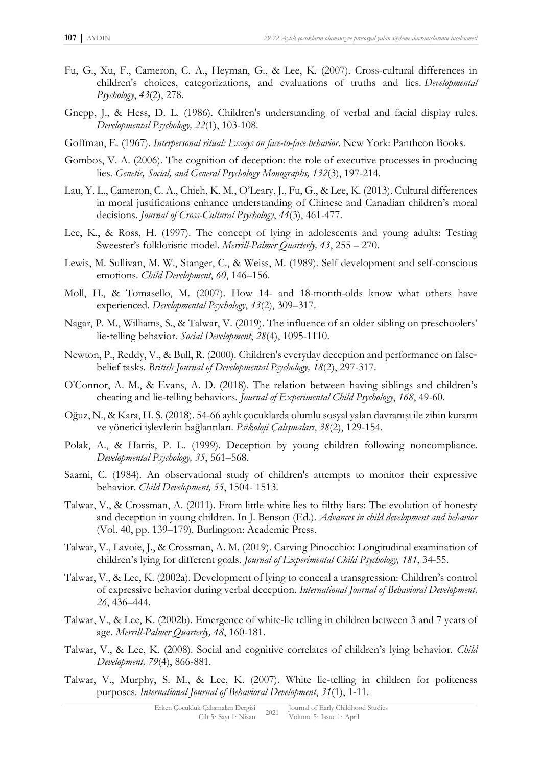Fu, G., Xu, F., Cameron, C. A., Heyman, G., & Lee, K. (2007). Cross-cultural differences in children's choices, categorizations, and evaluations of truths and lies. *Developmental Psychology*, *43*(2), 278.

Gnepp, J., & Hess, D. L. (1986). Children's understanding of verbal and facial display rules. *Developmental Psychology, 22*(1), 103-108.

Goffman, E. (1967). *Interpersonal ritual: Essays on face-to-face behavior*. New York: Pantheon Books.

Gombos, V. A. (2006). The cognition of deception: the role of executive processes in producing lies. *Genetic, Social, and General Psychology Monographs, 132*(3), 197-214.

Lau, Y. L., Cameron, C. A., Chieh, K. M., O'Leary, J., Fu, G., & Lee, K. (2013). Cultural differences in moral justifications enhance understanding of Chinese and Canadian children's moral decisions. *Journal of Cross-Cultural Psychology*, *44*(3), 461-477.

Lee, K., & Ross, H. (1997). The concept of lying in adolescents and young adults: Testing Sweester's folkloristic model. *Merrill-Palmer Quarterly, 43*, 255 – 270.

Lewis, M. Sullivan, M. W., Stanger, C., & Weiss, M. (1989). Self development and self-conscious emotions. *Child Development*, *60*, 146–156.

Moll, H., & Tomasello, M. (2007). How 14- and 18-month-olds know what others have experienced. *Developmental Psychology*, *43*(2), 309–317.

Nagar, P. M., Williams, S., & Talwar, V. (2019). The influence of an older sibling on preschoolers' lie-telling behavior. *Social Development*, *28*(4), 1095-1110.

Newton, P., Reddy, V., & Bull, R. (2000). Children's everyday deception and performance on false-belief tasks. *British Journal of Developmental Psychology, 18*(2), 297-317.

O'Connor, A. M., & Evans, A. D. (2018). The relation between having siblings and children's cheating and lie-telling behaviors. *Journal of Experimental Child Psychology*, *168*, 49-60.

Oğuz, N., & Kara, H. Ş. (2018). 54-66 aylık çocuklarda olumlu sosyal yalan davranışı ile zihin kuramı ve yönetici işlevlerin bağlantıları. *Psikoloji Çalışmaları*, *38*(2), 129-154.

Polak, A., & Harris, P. L. (1999). Deception by young children following noncompliance. *Developmental Psychology, 35*, 561–568.

Saarni, C. (1984). An observational study of children's attempts to monitor their expressive behavior. *Child Development, 55*, 1504- 1513.

Talwar, V., & Crossman, A. (2011). From little white lies to filthy liars: The evolution of honesty and deception in young children. In J. Benson (Ed.). *Advances in child development and behavior* (Vol. 40, pp. 139–179). Burlington: Academic Press.

Talwar, V., Lavoie, J., & Crossman, A. M. (2019). Carving Pinocchio: Longitudinal examination of children's lying for different goals. *Journal of Experimental Child Psychology, 181*, 34-55.

Talwar, V., & Lee, K. (2002a). Development of lying to conceal a transgression: Children's control of expressive behavior during verbal deception. *International Journal of Behavioral Development, 26*, 436–444.

Talwar, V., & Lee, K. (2002b). Emergence of white-lie telling in children between 3 and 7 years of age. *Merrill-Palmer Quarterly, 48*, 160-181.

Talwar, V., & Lee, K. (2008). Social and cognitive correlates of children's lying behavior. *Child Development, 79*(4), 866-881.

Talwar, V., Murphy, S. M., & Lee, K. (2007). White lie-telling in children for politeness purposes. *International Journal of Behavioral Development*, *31*(1), 1-11.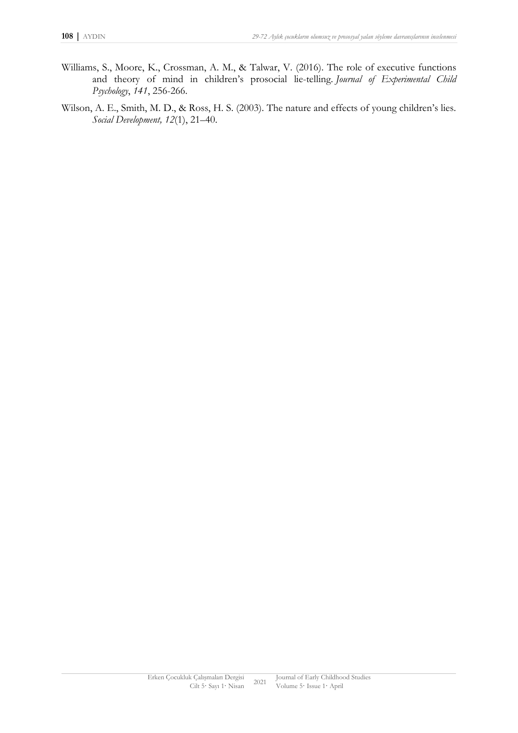Williams, S., Moore, K., Crossman, A. M., & Talwar, V. (2016). The role of executive functions and theory of mind in children's prosocial lie-telling. *Journal of Experimental Child Psychology*, *141*, 256-266.

Wilson, A. E., Smith, M. D., & Ross, H. S. (2003). The nature and effects of young children's lies. *Social Development, 12*(1), 21–40.